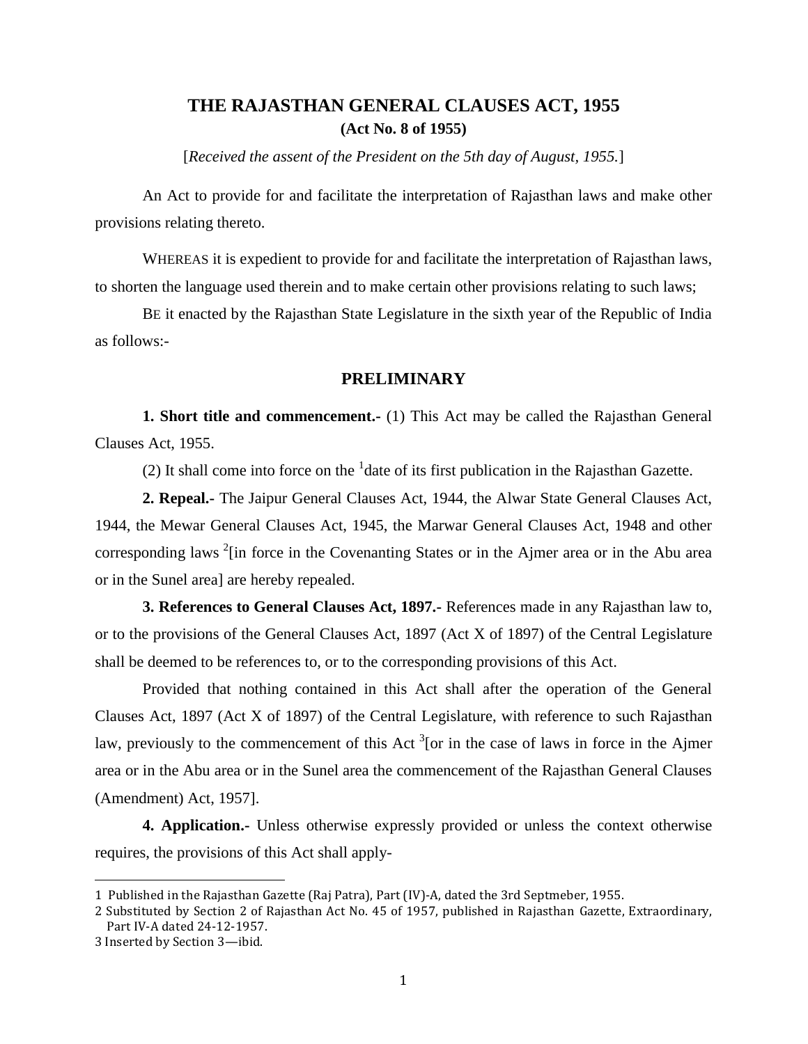# THE RAJASTHAN GENERAL CLAUSES ACT, 1955

**(Act No. 8 of 1955)**

[*Received the assent of the President on the 5th day of August, 1955.*]

An Act to provide for and facilitate the interpretation of Rajasthan laws and make other provisions relating thereto.

WHEREAS it is expedient to provide for and facilitate the interpretation of Rajasthan laws, to shorten the language used therein and to make certain other provisions relating to such laws;

BE it enacted by the Rajasthan State Legislature in the sixth year of the Republic of India as follows:-

## PRELIMINARY

**1. Short title and commencement.-** (1) This Act may be called the Rajasthan General Clauses Act, 1955.

(2) It shall come into force on the [1]date of its first publication in the Rajasthan Gazette.

**2. Repeal.-** The Jaipur General Clauses Act, 1944, the Alwar State General Clauses Act, 1944, the Mewar General Clauses Act, 1945, the Marwar General Clauses Act, 1948 and other corresponding laws [2][in force in the Covenanting States or in the Ajmer area or in the Abu area or in the Sunel area] are hereby repealed.

**3. References to General Clauses Act, 1897.-** References made in any Rajasthan law to, or to the provisions of the General Clauses Act, 1897 (Act X of 1897) of the Central Legislature shall be deemed to be references to, or to the corresponding provisions of this Act.

Provided that nothing contained in this Act shall after the operation of the General Clauses Act, 1897 (Act X of 1897) of the Central Legislature, with reference to such Rajasthan law, previously to the commencement of this Act [3][or in the case of laws in force in the Ajmer area or in the Abu area or in the Sunel area the commencement of the Rajasthan General Clauses (Amendment) Act, 1957].

**4. Application.-** Unless otherwise expressly provided or unless the context otherwise requires, the provisions of this Act shall apply-

---

1 Published in the Rajasthan Gazette (Raj Patra), Part (IV)-A, dated the 3rd Septmeber, 1955.

2 Substituted by Section 2 of Rajasthan Act No. 45 of 1957, published in Rajasthan Gazette, Extraordinary, Part IV-A dated 24-12-1957.

3 Inserted by Section 3—ibid.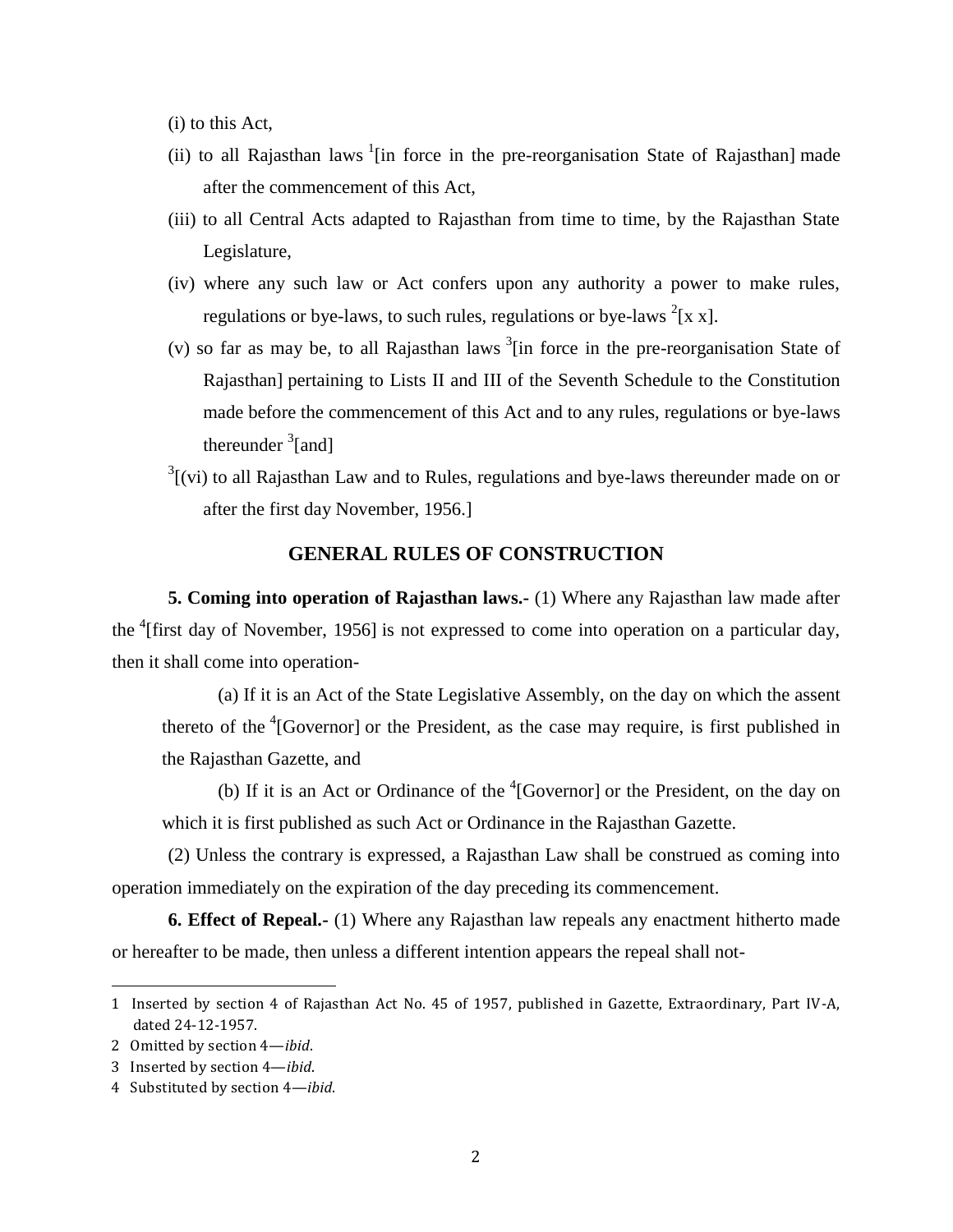(i) to this Act,

(ii) to all Rajasthan laws [1][in force in the pre-reorganisation State of Rajasthan] made after the commencement of this Act,

(iii) to all Central Acts adapted to Rajasthan from time to time, by the Rajasthan State Legislature,

(iv) where any such law or Act confers upon any authority a power to make rules, regulations or bye-laws, to such rules, regulations or bye-laws [2][x x].

(v) so far as may be, to all Rajasthan laws [3][in force in the pre-reorganisation State of Rajasthan] pertaining to Lists II and III of the Seventh Schedule to the Constitution made before the commencement of this Act and to any rules, regulations or bye-laws thereunder [3][and]

[3][(vi) to all Rajasthan Law and to Rules, regulations and bye-laws thereunder made on or after the first day November, 1956.]

## GENERAL RULES OF CONSTRUCTION

**5. Coming into operation of Rajasthan laws.-** (1) Where any Rajasthan law made after the [4][first day of November, 1956] is not expressed to come into operation on a particular day, then it shall come into operation-

(a) If it is an Act of the State Legislative Assembly, on the day on which the assent thereto of the [4][Governor] or the President, as the case may require, is first published in the Rajasthan Gazette, and

(b) If it is an Act or Ordinance of the [4][Governor] or the President, on the day on which it is first published as such Act or Ordinance in the Rajasthan Gazette.

(2) Unless the contrary is expressed, a Rajasthan Law shall be construed as coming into operation immediately on the expiration of the day preceding its commencement.

**6. Effect of Repeal.-** (1) Where any Rajasthan law repeals any enactment hitherto made or hereafter to be made, then unless a different intention appears the repeal shall not-

---

1 Inserted by section 4 of Rajasthan Act No. 45 of 1957, published in Gazette, Extraordinary, Part IV-A, dated 24-12-1957.

2 Omitted by section 4—*ibid*.

3 Inserted by section 4—*ibid*.

4 Substituted by section 4—*ibid*.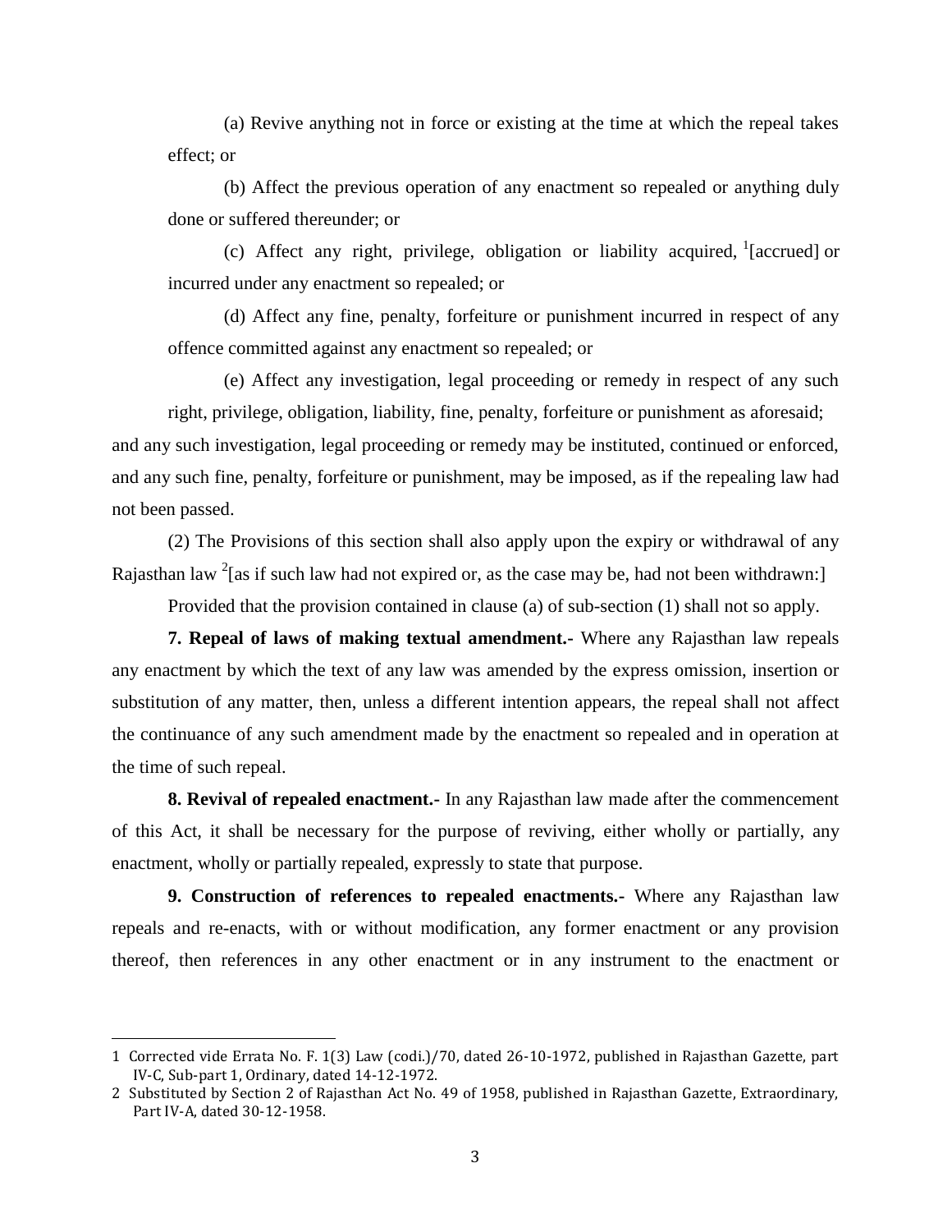(a) Revive anything not in force or existing at the time at which the repeal takes effect; or

(b) Affect the previous operation of any enactment so repealed or anything duly done or suffered thereunder; or

(c) Affect any right, privilege, obligation or liability acquired, [1][accrued] or incurred under any enactment so repealed; or

(d) Affect any fine, penalty, forfeiture or punishment incurred in respect of any offence committed against any enactment so repealed; or

(e) Affect any investigation, legal proceeding or remedy in respect of any such right, privilege, obligation, liability, fine, penalty, forfeiture or punishment as aforesaid;

and any such investigation, legal proceeding or remedy may be instituted, continued or enforced, and any such fine, penalty, forfeiture or punishment, may be imposed, as if the repealing law had not been passed.

(2) The Provisions of this section shall also apply upon the expiry or withdrawal of any Rajasthan law [2][as if such law had not expired or, as the case may be, had not been withdrawn:]

Provided that the provision contained in clause (a) of sub-section (1) shall not so apply.

**7. Repeal of laws of making textual amendment.-** Where any Rajasthan law repeals any enactment by which the text of any law was amended by the express omission, insertion or substitution of any matter, then, unless a different intention appears, the repeal shall not affect the continuance of any such amendment made by the enactment so repealed and in operation at the time of such repeal.

**8. Revival of repealed enactment.-** In any Rajasthan law made after the commencement of this Act, it shall be necessary for the purpose of reviving, either wholly or partially, any enactment, wholly or partially repealed, expressly to state that purpose.

**9. Construction of references to repealed enactments.-** Where any Rajasthan law repeals and re-enacts, with or without modification, any former enactment or any provision thereof, then references in any other enactment or in any instrument to the enactment or

---

1 Corrected vide Errata No. F. 1(3) Law (codi.)/70, dated 26-10-1972, published in Rajasthan Gazette, part IV-C, Sub-part 1, Ordinary, dated 14-12-1972.

2 Substituted by Section 2 of Rajasthan Act No. 49 of 1958, published in Rajasthan Gazette, Extraordinary, Part IV-A, dated 30-12-1958.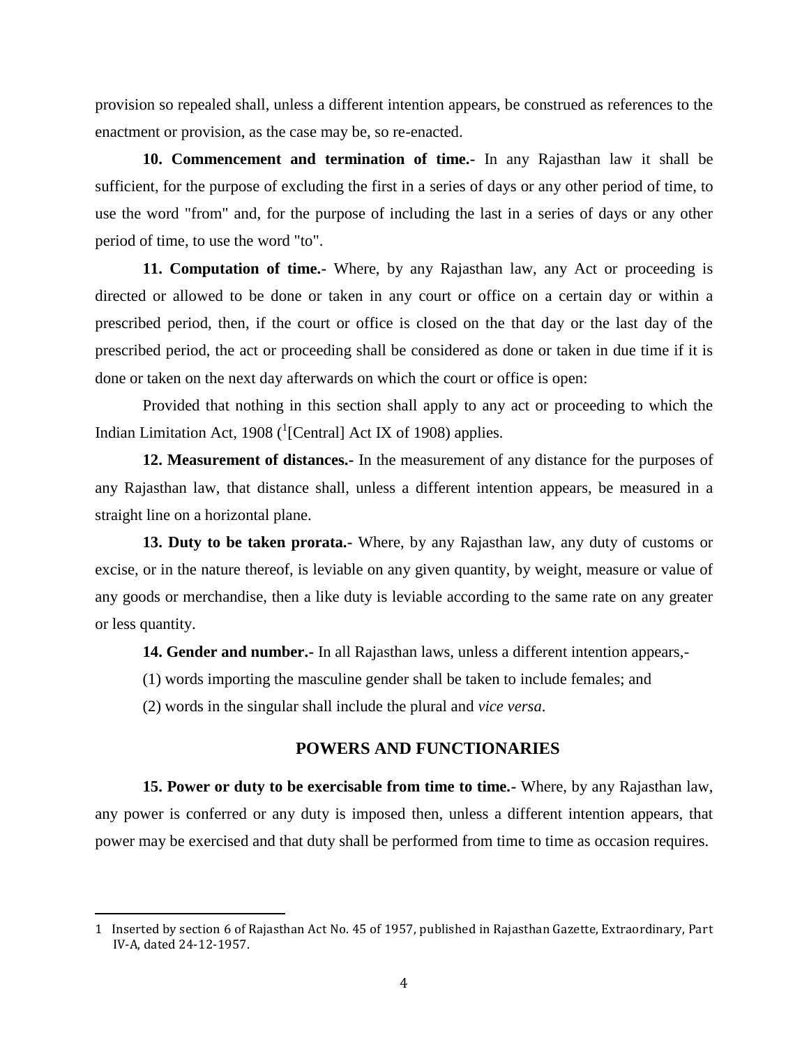provision so repealed shall, unless a different intention appears, be construed as references to the enactment or provision, as the case may be, so re-enacted.

**10. Commencement and termination of time.-** In any Rajasthan law it shall be sufficient, for the purpose of excluding the first in a series of days or any other period of time, to use the word "from" and, for the purpose of including the last in a series of days or any other period of time, to use the word "to".

**11. Computation of time.-** Where, by any Rajasthan law, any Act or proceeding is directed or allowed to be done or taken in any court or office on a certain day or within a prescribed period, then, if the court or office is closed on the that day or the last day of the prescribed period, the act or proceeding shall be considered as done or taken in due time if it is done or taken on the next day afterwards on which the court or office is open:

Provided that nothing in this section shall apply to any act or proceeding to which the Indian Limitation Act, 1908 ([1][Central] Act IX of 1908) applies.

**12. Measurement of distances.-** In the measurement of any distance for the purposes of any Rajasthan law, that distance shall, unless a different intention appears, be measured in a straight line on a horizontal plane.

**13. Duty to be taken prorata.-** Where, by any Rajasthan law, any duty of customs or excise, or in the nature thereof, is leviable on any given quantity, by weight, measure or value of any goods or merchandise, then a like duty is leviable according to the same rate on any greater or less quantity.

**14. Gender and number.-** In all Rajasthan laws, unless a different intention appears,-

(1) words importing the masculine gender shall be taken to include females; and

(2) words in the singular shall include the plural and *vice versa*.

## POWERS AND FUNCTIONARIES

**15. Power or duty to be exercisable from time to time.-** Where, by any Rajasthan law, any power is conferred or any duty is imposed then, unless a different intention appears, that power may be exercised and that duty shall be performed from time to time as occasion requires.

---

1 Inserted by section 6 of Rajasthan Act No. 45 of 1957, published in Rajasthan Gazette, Extraordinary, Part IV-A, dated 24-12-1957.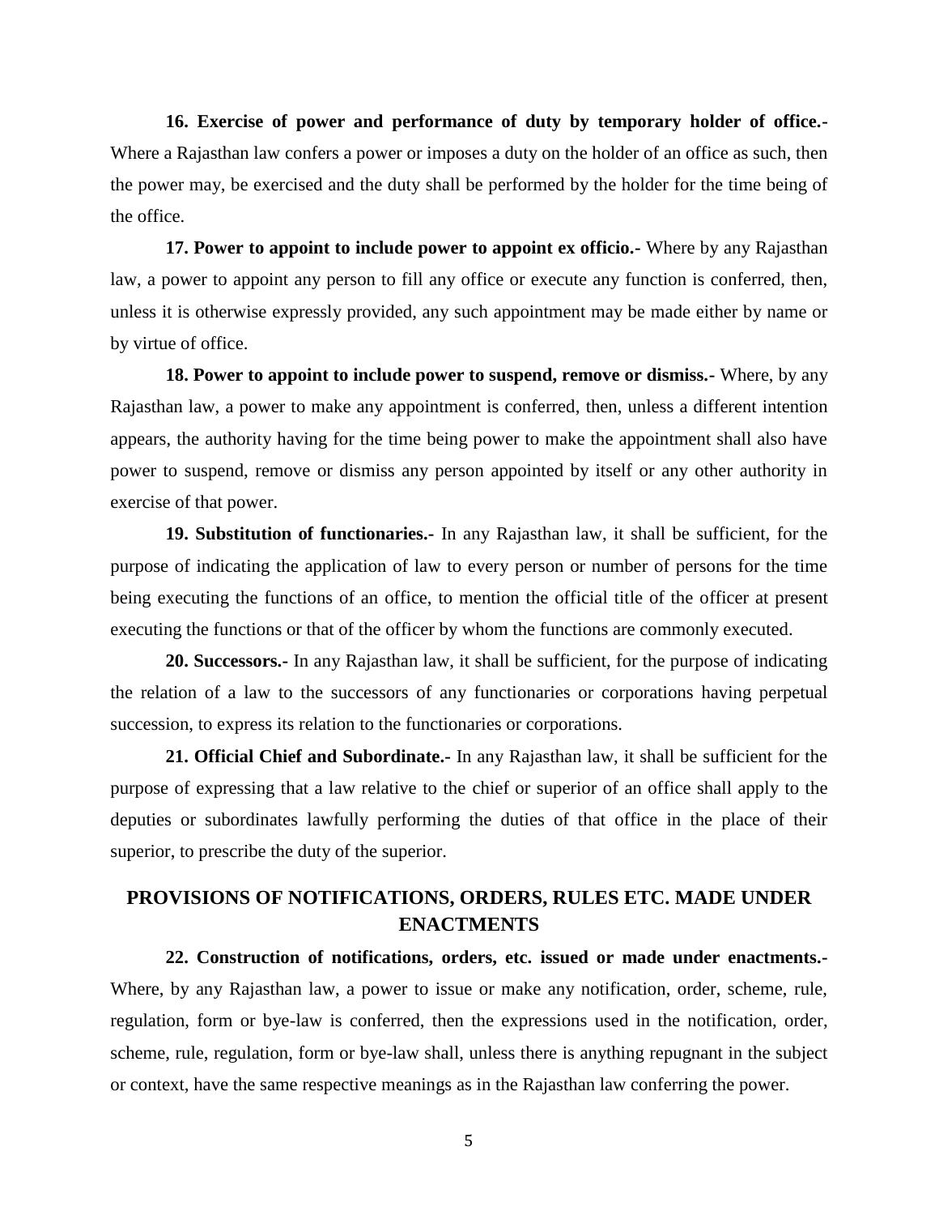**16. Exercise of power and performance of duty by temporary holder of office.-** Where a Rajasthan law confers a power or imposes a duty on the holder of an office as such, then the power may, be exercised and the duty shall be performed by the holder for the time being of the office.

**17. Power to appoint to include power to appoint ex officio.-** Where by any Rajasthan law, a power to appoint any person to fill any office or execute any function is conferred, then, unless it is otherwise expressly provided, any such appointment may be made either by name or by virtue of office.

**18. Power to appoint to include power to suspend, remove or dismiss.-** Where, by any Rajasthan law, a power to make any appointment is conferred, then, unless a different intention appears, the authority having for the time being power to make the appointment shall also have power to suspend, remove or dismiss any person appointed by itself or any other authority in exercise of that power.

**19. Substitution of functionaries.-** In any Rajasthan law, it shall be sufficient, for the purpose of indicating the application of law to every person or number of persons for the time being executing the functions of an office, to mention the official title of the officer at present executing the functions or that of the officer by whom the functions are commonly executed.

**20. Successors.-** In any Rajasthan law, it shall be sufficient, for the purpose of indicating the relation of a law to the successors of any functionaries or corporations having perpetual succession, to express its relation to the functionaries or corporations.

**21. Official Chief and Subordinate.-** In any Rajasthan law, it shall be sufficient for the purpose of expressing that a law relative to the chief or superior of an office shall apply to the deputies or subordinates lawfully performing the duties of that office in the place of their superior, to prescribe the duty of the superior.

## PROVISIONS OF NOTIFICATIONS, ORDERS, RULES ETC. MADE UNDER ENACTMENTS

**22. Construction of notifications, orders, etc. issued or made under enactments.-** Where, by any Rajasthan law, a power to issue or make any notification, order, scheme, rule, regulation, form or bye-law is conferred, then the expressions used in the notification, order, scheme, rule, regulation, form or bye-law shall, unless there is anything repugnant in the subject or context, have the same respective meanings as in the Rajasthan law conferring the power.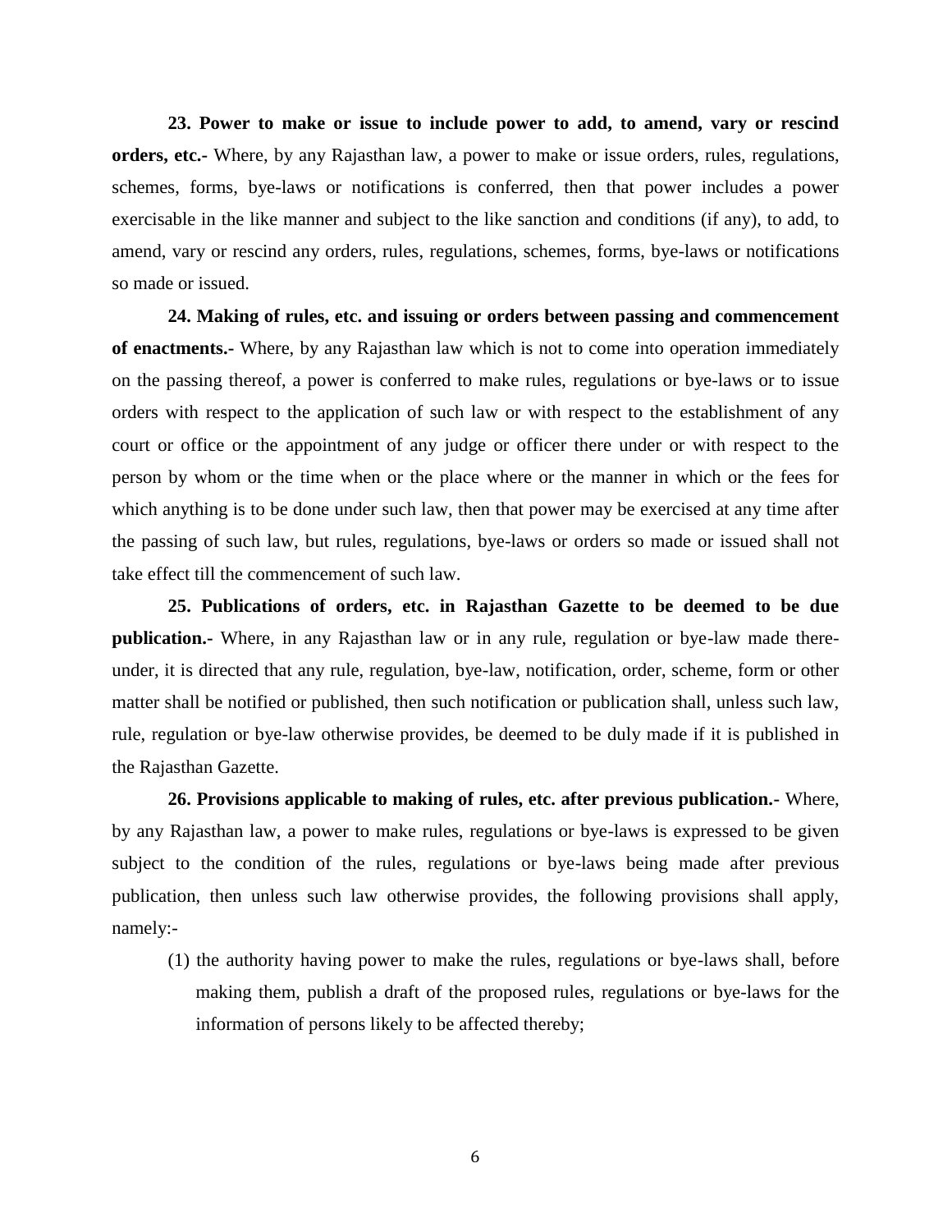**23. Power to make or issue to include power to add, to amend, vary or rescind orders, etc.-** Where, by any Rajasthan law, a power to make or issue orders, rules, regulations, schemes, forms, bye-laws or notifications is conferred, then that power includes a power exercisable in the like manner and subject to the like sanction and conditions (if any), to add, to amend, vary or rescind any orders, rules, regulations, schemes, forms, bye-laws or notifications so made or issued.

**24. Making of rules, etc. and issuing or orders between passing and commencement of enactments.-** Where, by any Rajasthan law which is not to come into operation immediately on the passing thereof, a power is conferred to make rules, regulations or bye-laws or to issue orders with respect to the application of such law or with respect to the establishment of any court or office or the appointment of any judge or officer there under or with respect to the person by whom or the time when or the place where or the manner in which or the fees for which anything is to be done under such law, then that power may be exercised at any time after the passing of such law, but rules, regulations, bye-laws or orders so made or issued shall not take effect till the commencement of such law.

**25. Publications of orders, etc. in Rajasthan Gazette to be deemed to be due publication.-** Where, in any Rajasthan law or in any rule, regulation or bye-law made there-under, it is directed that any rule, regulation, bye-law, notification, order, scheme, form or other matter shall be notified or published, then such notification or publication shall, unless such law, rule, regulation or bye-law otherwise provides, be deemed to be duly made if it is published in the Rajasthan Gazette.

**26. Provisions applicable to making of rules, etc. after previous publication.-** Where, by any Rajasthan law, a power to make rules, regulations or bye-laws is expressed to be given subject to the condition of the rules, regulations or bye-laws being made after previous publication, then unless such law otherwise provides, the following provisions shall apply, namely:-

(1) the authority having power to make the rules, regulations or bye-laws shall, before making them, publish a draft of the proposed rules, regulations or bye-laws for the information of persons likely to be affected thereby;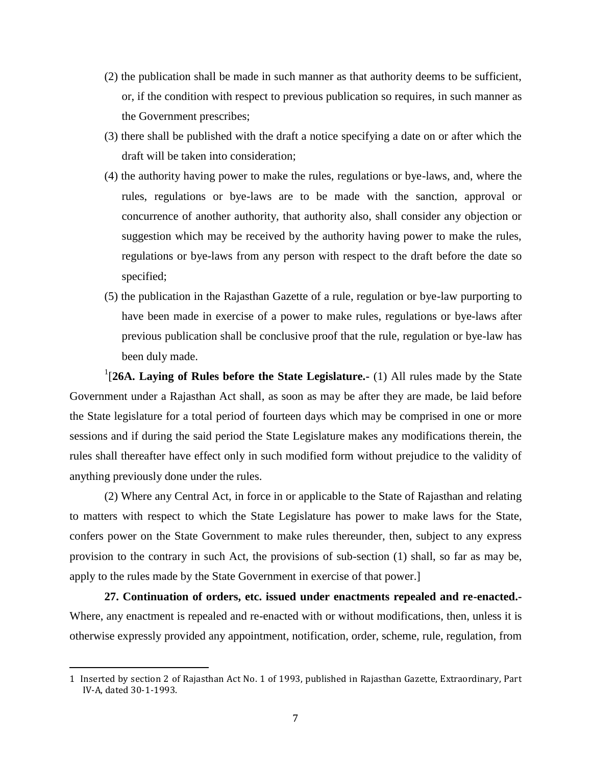(2) the publication shall be made in such manner as that authority deems to be sufficient, or, if the condition with respect to previous publication so requires, in such manner as the Government prescribes;

(3) there shall be published with the draft a notice specifying a date on or after which the draft will be taken into consideration;

(4) the authority having power to make the rules, regulations or bye-laws, and, where the rules, regulations or bye-laws are to be made with the sanction, approval or concurrence of another authority, that authority also, shall consider any objection or suggestion which may be received by the authority having power to make the rules, regulations or bye-laws from any person with respect to the draft before the date so specified;

(5) the publication in the Rajasthan Gazette of a rule, regulation or bye-law purporting to have been made in exercise of a power to make rules, regulations or bye-laws after previous publication shall be conclusive proof that the rule, regulation or bye-law has been duly made.

[1][**26A. Laying of Rules before the State Legislature.-** (1) All rules made by the State Government under a Rajasthan Act shall, as soon as may be after they are made, be laid before the State legislature for a total period of fourteen days which may be comprised in one or more sessions and if during the said period the State Legislature makes any modifications therein, the rules shall thereafter have effect only in such modified form without prejudice to the validity of anything previously done under the rules.

(2) Where any Central Act, in force in or applicable to the State of Rajasthan and relating to matters with respect to which the State Legislature has power to make laws for the State, confers power on the State Government to make rules thereunder, then, subject to any express provision to the contrary in such Act, the provisions of sub-section (1) shall, so far as may be, apply to the rules made by the State Government in exercise of that power.]

**27. Continuation of orders, etc. issued under enactments repealed and re-enacted.-** Where, any enactment is repealed and re-enacted with or without modifications, then, unless it is otherwise expressly provided any appointment, notification, order, scheme, rule, regulation, from

---

1 Inserted by section 2 of Rajasthan Act No. 1 of 1993, published in Rajasthan Gazette, Extraordinary, Part IV-A, dated 30-1-1993.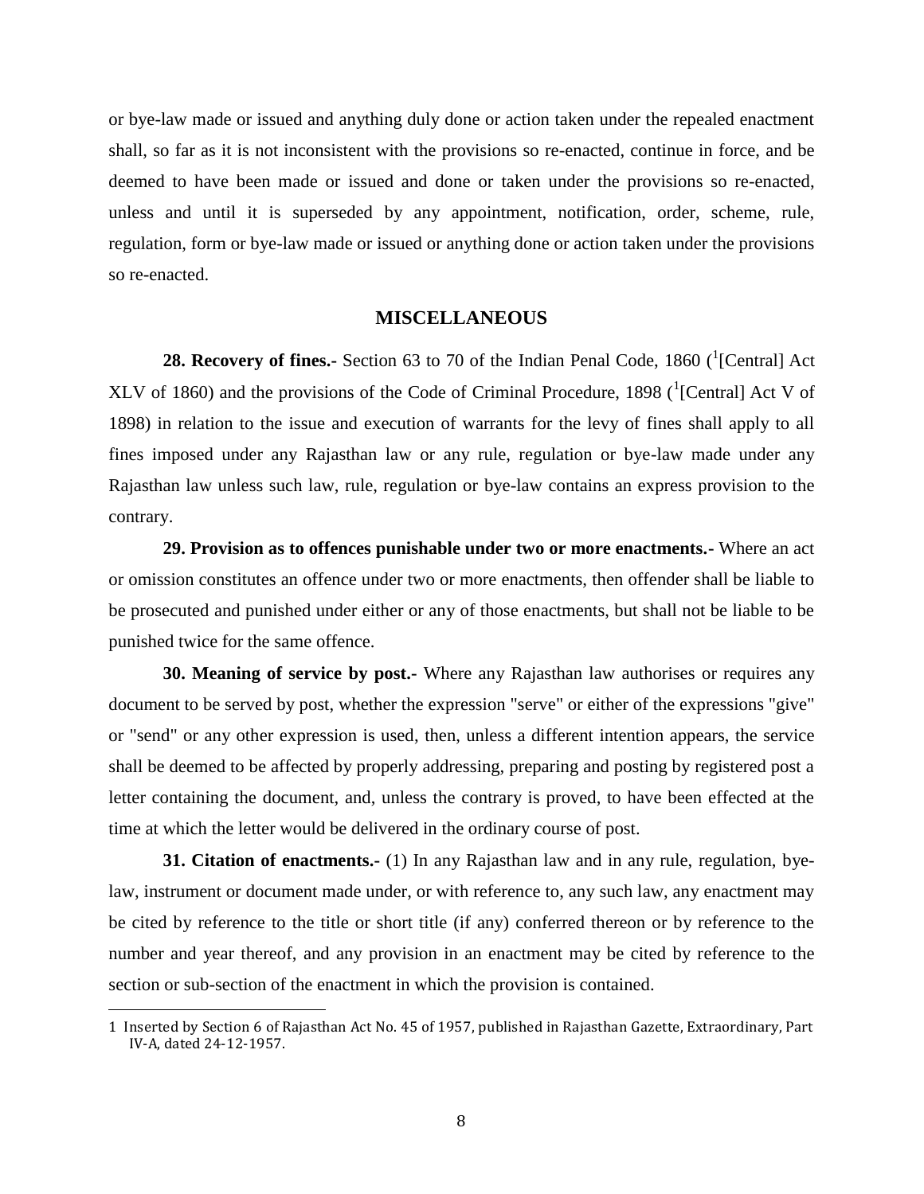or bye-law made or issued and anything duly done or action taken under the repealed enactment shall, so far as it is not inconsistent with the provisions so re-enacted, continue in force, and be deemed to have been made or issued and done or taken under the provisions so re-enacted, unless and until it is superseded by any appointment, notification, order, scheme, rule, regulation, form or bye-law made or issued or anything done or action taken under the provisions so re-enacted.

## MISCELLANEOUS

**28. Recovery of fines.-** Section 63 to 70 of the Indian Penal Code, 1860 ([1][Central] Act XLV of 1860) and the provisions of the Code of Criminal Procedure, 1898 ([1][Central] Act V of 1898) in relation to the issue and execution of warrants for the levy of fines shall apply to all fines imposed under any Rajasthan law or any rule, regulation or bye-law made under any Rajasthan law unless such law, rule, regulation or bye-law contains an express provision to the contrary.

**29. Provision as to offences punishable under two or more enactments.-** Where an act or omission constitutes an offence under two or more enactments, then offender shall be liable to be prosecuted and punished under either or any of those enactments, but shall not be liable to be punished twice for the same offence.

**30. Meaning of service by post.-** Where any Rajasthan law authorises or requires any document to be served by post, whether the expression "serve" or either of the expressions "give" or "send" or any other expression is used, then, unless a different intention appears, the service shall be deemed to be affected by properly addressing, preparing and posting by registered post a letter containing the document, and, unless the contrary is proved, to have been effected at the time at which the letter would be delivered in the ordinary course of post.

**31. Citation of enactments.-** (1) In any Rajasthan law and in any rule, regulation, bye-law, instrument or document made under, or with reference to, any such law, any enactment may be cited by reference to the title or short title (if any) conferred thereon or by reference to the number and year thereof, and any provision in an enactment may be cited by reference to the section or sub-section of the enactment in which the provision is contained.

---

1 Inserted by Section 6 of Rajasthan Act No. 45 of 1957, published in Rajasthan Gazette, Extraordinary, Part IV-A, dated 24-12-1957.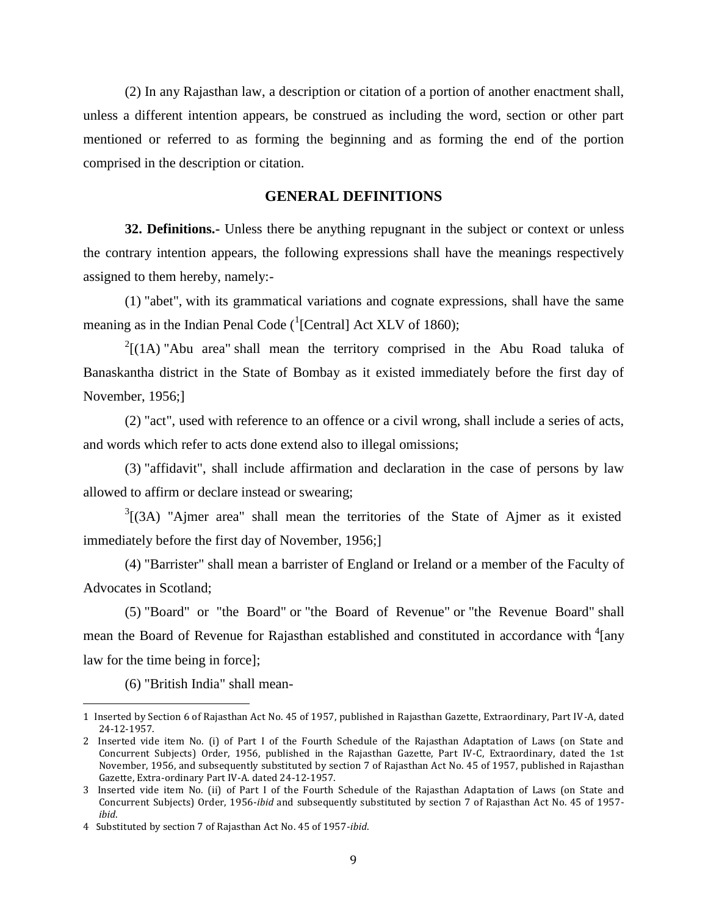(2) In any Rajasthan law, a description or citation of a portion of another enactment shall, unless a different intention appears, be construed as including the word, section or other part mentioned or referred to as forming the beginning and as forming the end of the portion comprised in the description or citation.

## GENERAL DEFINITIONS

**32. Definitions.-** Unless there be anything repugnant in the subject or context or unless the contrary intention appears, the following expressions shall have the meanings respectively assigned to them hereby, namely:-

(1) "abet", with its grammatical variations and cognate expressions, shall have the same meaning as in the Indian Penal Code ([1][Central] Act XLV of 1860);

[2][(1A) "Abu area" shall mean the territory comprised in the Abu Road taluka of Banaskantha district in the State of Bombay as it existed immediately before the first day of November, 1956;]

(2) "act", used with reference to an offence or a civil wrong, shall include a series of acts, and words which refer to acts done extend also to illegal omissions;

(3) "affidavit", shall include affirmation and declaration in the case of persons by law allowed to affirm or declare instead or swearing;

[3][(3A) "Ajmer area" shall mean the territories of the State of Ajmer as it existed immediately before the first day of November, 1956;]

(4) "Barrister" shall mean a barrister of England or Ireland or a member of the Faculty of Advocates in Scotland;

(5) "Board" or "the Board" or "the Board of Revenue" or "the Revenue Board" shall mean the Board of Revenue for Rajasthan established and constituted in accordance with [4][any law for the time being in force];

(6) "British India" shall mean-

---

1 Inserted by Section 6 of Rajasthan Act No. 45 of 1957, published in Rajasthan Gazette, Extraordinary, Part IV-A, dated 24-12-1957.

2 Inserted vide item No. (i) of Part I of the Fourth Schedule of the Rajasthan Adaptation of Laws (on State and Concurrent Subjects) Order, 1956, published in the Rajasthan Gazette, Part IV-C, Extraordinary, dated the 1st November, 1956, and subsequently substituted by section 7 of Rajasthan Act No. 45 of 1957, published in Rajasthan Gazette, Extra-ordinary Part IV-A. dated 24-12-1957.

3 Inserted vide item No. (ii) of Part I of the Fourth Schedule of the Rajasthan Adaptation of Laws (on State and Concurrent Subjects) Order, 1956-*ibid* and subsequently substituted by section 7 of Rajasthan Act No. 45 of 1957-*ibid*.

4 Substituted by section 7 of Rajasthan Act No. 45 of 1957-*ibid*.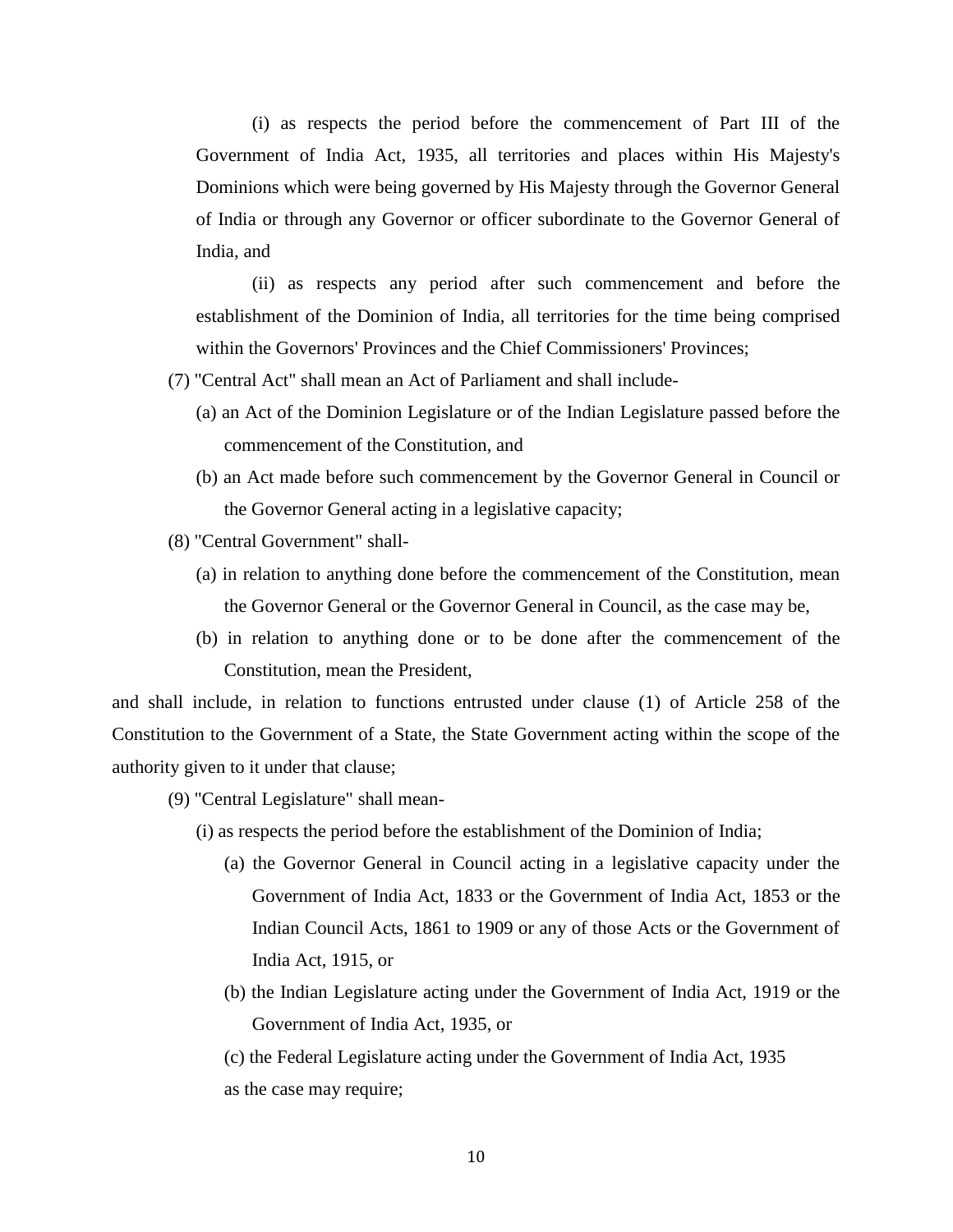(i) as respects the period before the commencement of Part III of the Government of India Act, 1935, all territories and places within His Majesty's Dominions which were being governed by His Majesty through the Governor General of India or through any Governor or officer subordinate to the Governor General of India, and

(ii) as respects any period after such commencement and before the establishment of the Dominion of India, all territories for the time being comprised within the Governors' Provinces and the Chief Commissioners' Provinces;

(7) "Central Act" shall mean an Act of Parliament and shall include-

(a) an Act of the Dominion Legislature or of the Indian Legislature passed before the commencement of the Constitution, and

(b) an Act made before such commencement by the Governor General in Council or the Governor General acting in a legislative capacity;

(8) "Central Government" shall-

(a) in relation to anything done before the commencement of the Constitution, mean the Governor General or the Governor General in Council, as the case may be,

(b) in relation to anything done or to be done after the commencement of the Constitution, mean the President,

and shall include, in relation to functions entrusted under clause (1) of Article 258 of the Constitution to the Government of a State, the State Government acting within the scope of the authority given to it under that clause;

(9) "Central Legislature" shall mean-

(i) as respects the period before the establishment of the Dominion of India;

(a) the Governor General in Council acting in a legislative capacity under the Government of India Act, 1833 or the Government of India Act, 1853 or the Indian Council Acts, 1861 to 1909 or any of those Acts or the Government of India Act, 1915, or

(b) the Indian Legislature acting under the Government of India Act, 1919 or the Government of India Act, 1935, or

(c) the Federal Legislature acting under the Government of India Act, 1935

as the case may require;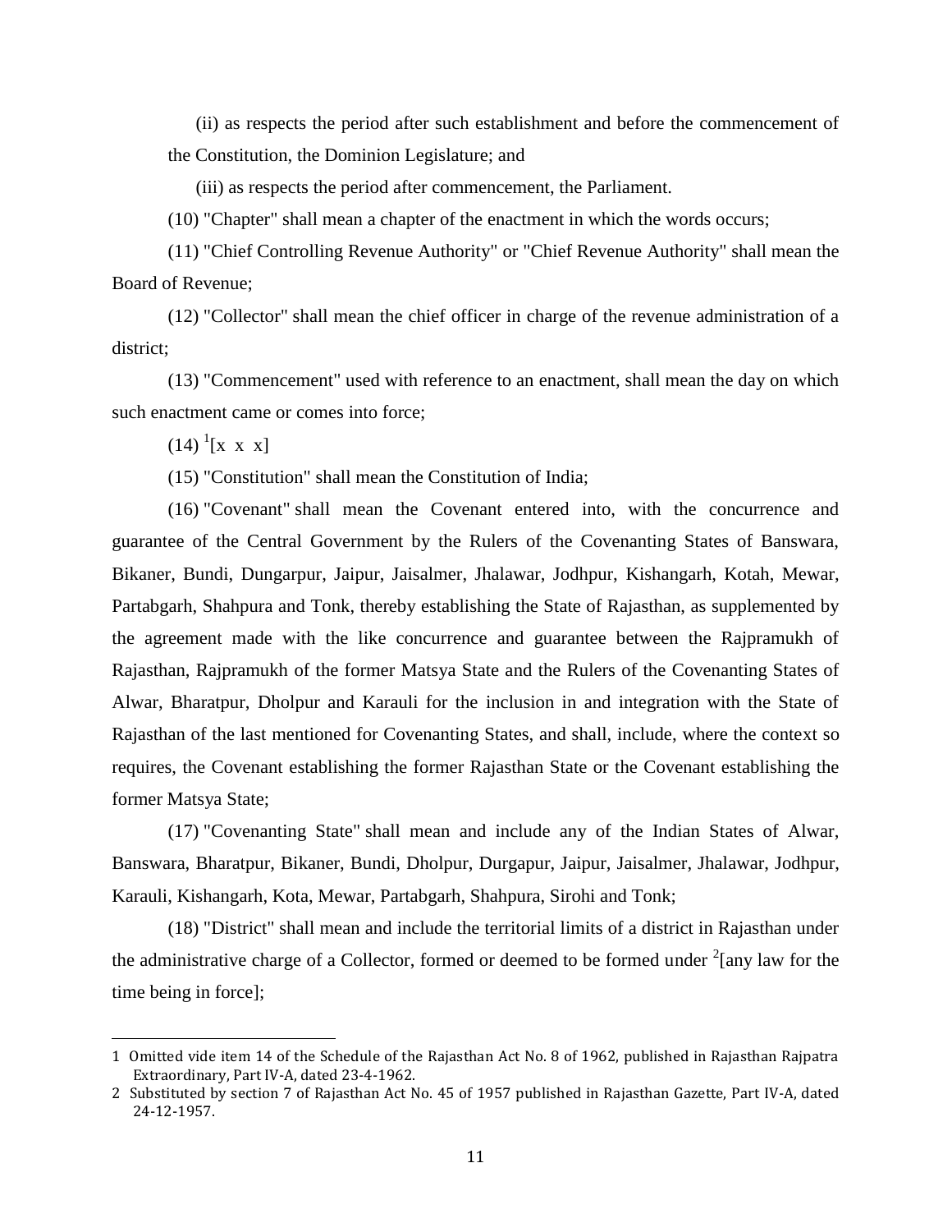(ii) as respects the period after such establishment and before the commencement of the Constitution, the Dominion Legislature; and

(iii) as respects the period after commencement, the Parliament.

(10) "Chapter" shall mean a chapter of the enactment in which the words occurs;

(11) "Chief Controlling Revenue Authority" or "Chief Revenue Authority" shall mean the Board of Revenue;

(12) "Collector" shall mean the chief officer in charge of the revenue administration of a district;

(13) "Commencement" used with reference to an enactment, shall mean the day on which such enactment came or comes into force;

(14) [1][x x x]

(15) "Constitution" shall mean the Constitution of India;

(16) "Covenant" shall mean the Covenant entered into, with the concurrence and guarantee of the Central Government by the Rulers of the Covenanting States of Banswara, Bikaner, Bundi, Dungarpur, Jaipur, Jaisalmer, Jhalawar, Jodhpur, Kishangarh, Kotah, Mewar, Partabgarh, Shahpura and Tonk, thereby establishing the State of Rajasthan, as supplemented by the agreement made with the like concurrence and guarantee between the Rajpramukh of Rajasthan, Rajpramukh of the former Matsya State and the Rulers of the Covenanting States of Alwar, Bharatpur, Dholpur and Karauli for the inclusion in and integration with the State of Rajasthan of the last mentioned for Covenanting States, and shall, include, where the context so requires, the Covenant establishing the former Rajasthan State or the Covenant establishing the former Matsya State;

(17) "Covenanting State" shall mean and include any of the Indian States of Alwar, Banswara, Bharatpur, Bikaner, Bundi, Dholpur, Durgapur, Jaipur, Jaisalmer, Jhalawar, Jodhpur, Karauli, Kishangarh, Kota, Mewar, Partabgarh, Shahpura, Sirohi and Tonk;

(18) "District" shall mean and include the territorial limits of a district in Rajasthan under the administrative charge of a Collector, formed or deemed to be formed under [2][any law for the time being in force];

---

1 Omitted vide item 14 of the Schedule of the Rajasthan Act No. 8 of 1962, published in Rajasthan Rajpatra Extraordinary, Part IV-A, dated 23-4-1962.

2 Substituted by section 7 of Rajasthan Act No. 45 of 1957 published in Rajasthan Gazette, Part IV-A, dated 24-12-1957.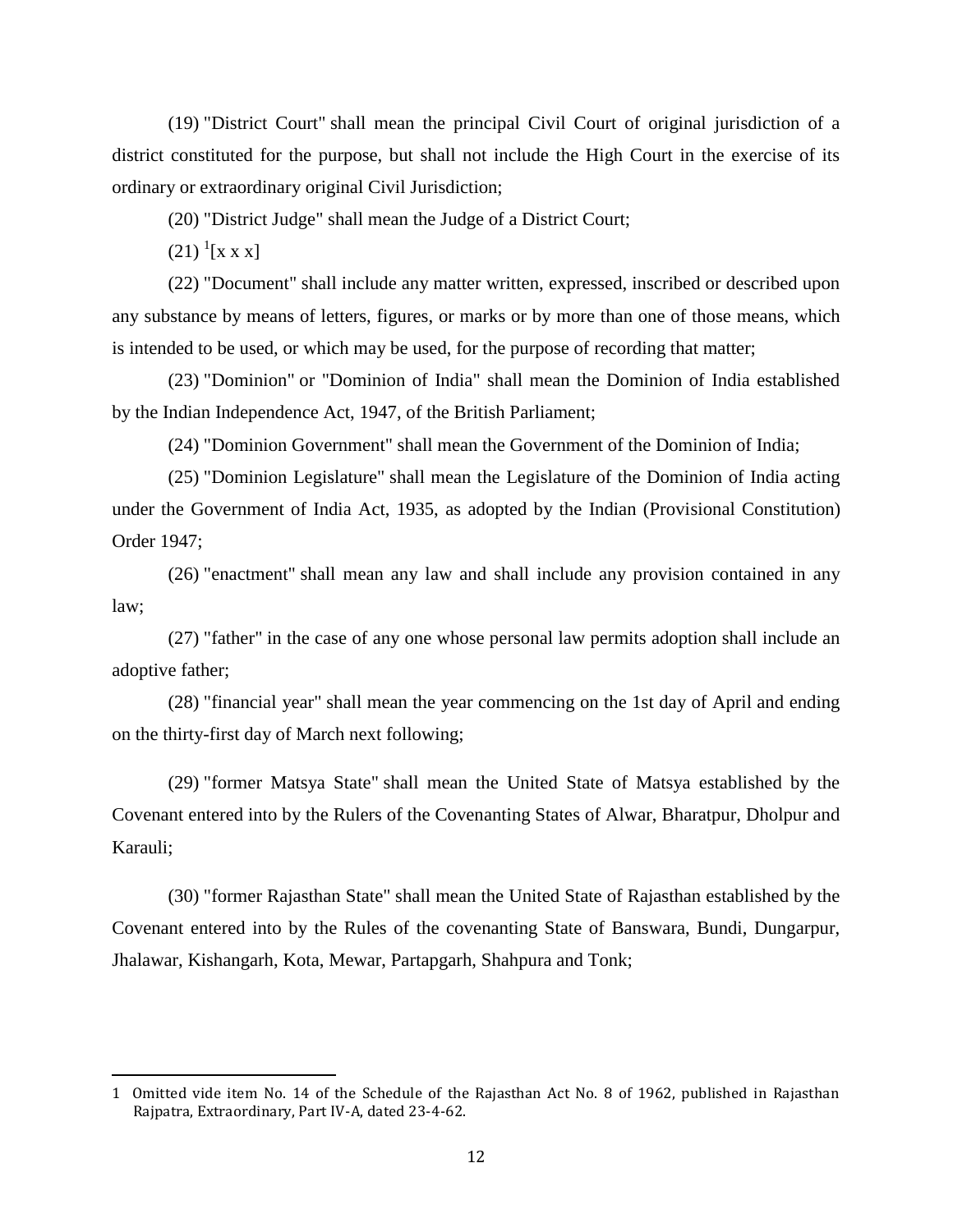(19) "District Court" shall mean the principal Civil Court of original jurisdiction of a district constituted for the purpose, but shall not include the High Court in the exercise of its ordinary or extraordinary original Civil Jurisdiction;

(20) "District Judge" shall mean the Judge of a District Court;

(21) [1][x x x]

(22) "Document" shall include any matter written, expressed, inscribed or described upon any substance by means of letters, figures, or marks or by more than one of those means, which is intended to be used, or which may be used, for the purpose of recording that matter;

(23) "Dominion" or "Dominion of India" shall mean the Dominion of India established by the Indian Independence Act, 1947, of the British Parliament;

(24) "Dominion Government" shall mean the Government of the Dominion of India;

(25) "Dominion Legislature" shall mean the Legislature of the Dominion of India acting under the Government of India Act, 1935, as adopted by the Indian (Provisional Constitution) Order 1947;

(26) "enactment" shall mean any law and shall include any provision contained in any law;

(27) "father" in the case of any one whose personal law permits adoption shall include an adoptive father;

(28) "financial year" shall mean the year commencing on the 1st day of April and ending on the thirty-first day of March next following;

(29) "former Matsya State" shall mean the United State of Matsya established by the Covenant entered into by the Rulers of the Covenanting States of Alwar, Bharatpur, Dholpur and Karauli;

(30) "former Rajasthan State" shall mean the United State of Rajasthan established by the Covenant entered into by the Rules of the covenanting State of Banswara, Bundi, Dungarpur, Jhalawar, Kishangarh, Kota, Mewar, Partapgarh, Shahpura and Tonk;

---

1 Omitted vide item No. 14 of the Schedule of the Rajasthan Act No. 8 of 1962, published in Rajasthan Rajpatra, Extraordinary, Part IV-A, dated 23-4-62.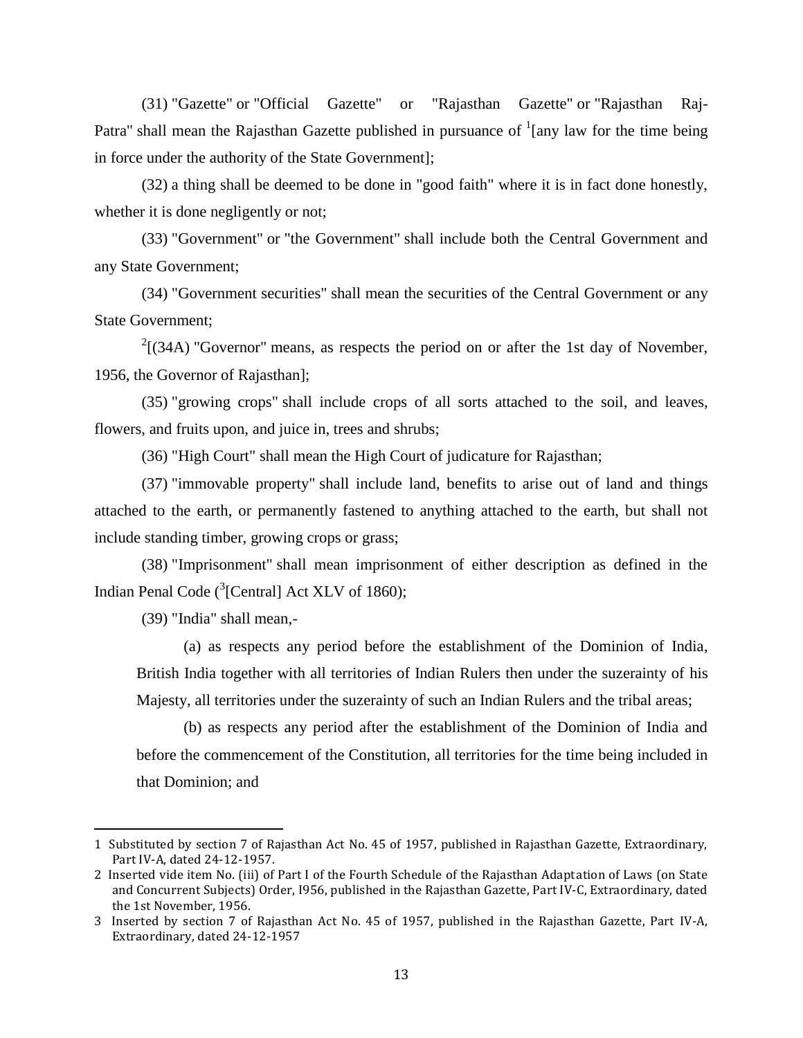(31) "Gazette" or "Official Gazette" or "Rajasthan Gazette" or "Rajasthan Raj-Patra" shall mean the Rajasthan Gazette published in pursuance of [1][any law for the time being in force under the authority of the State Government];

(32) a thing shall be deemed to be done in "good faith" where it is in fact done honestly, whether it is done negligently or not;

(33) "Government" or "the Government" shall include both the Central Government and any State Government;

(34) "Government securities" shall mean the securities of the Central Government or any State Government;

[2][(34A) "Governor" means, as respects the period on or after the 1st day of November, 1956, the Governor of Rajasthan];

(35) "growing crops" shall include crops of all sorts attached to the soil, and leaves, flowers, and fruits upon, and juice in, trees and shrubs;

(36) "High Court" shall mean the High Court of judicature for Rajasthan;

(37) "immovable property" shall include land, benefits to arise out of land and things attached to the earth, or permanently fastened to anything attached to the earth, but shall not include standing timber, growing crops or grass;

(38) "Imprisonment" shall mean imprisonment of either description as defined in the Indian Penal Code ([3][Central] Act XLV of 1860);

(39) "India" shall mean,-

(a) as respects any period before the establishment of the Dominion of India, British India together with all territories of Indian Rulers then under the suzerainty of his Majesty, all territories under the suzerainty of such an Indian Rulers and the tribal areas;

(b) as respects any period after the establishment of the Dominion of India and before the commencement of the Constitution, all territories for the time being included in that Dominion; and

---

1 Substituted by section 7 of Rajasthan Act No. 45 of 1957, published in Rajasthan Gazette, Extraordinary, Part IV-A, dated 24-12-1957.

2 Inserted vide item No. (iii) of Part I of the Fourth Schedule of the Rajasthan Adaptation of Laws (on State and Concurrent Subjects) Order, I956, published in the Rajasthan Gazette, Part IV-C, Extraordinary, dated the 1st November, 1956.

3 Inserted by section 7 of Rajasthan Act No. 45 of 1957, published in the Rajasthan Gazette, Part IV-A, Extraordinary, dated 24-12-1957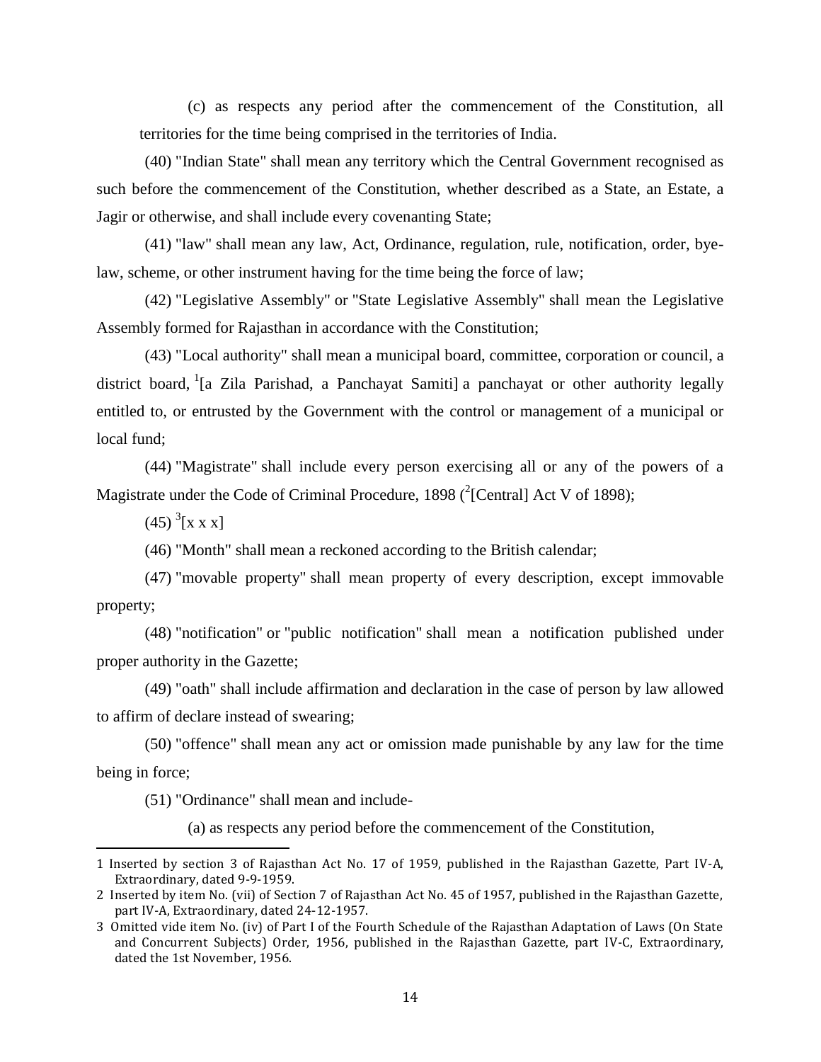(c) as respects any period after the commencement of the Constitution, all territories for the time being comprised in the territories of India.

(40) "Indian State" shall mean any territory which the Central Government recognised as such before the commencement of the Constitution, whether described as a State, an Estate, a Jagir or otherwise, and shall include every covenanting State;

(41) "law" shall mean any law, Act, Ordinance, regulation, rule, notification, order, bye-law, scheme, or other instrument having for the time being the force of law;

(42) "Legislative Assembly" or "State Legislative Assembly" shall mean the Legislative Assembly formed for Rajasthan in accordance with the Constitution;

(43) "Local authority" shall mean a municipal board, committee, corporation or council, a district board, [1][a Zila Parishad, a Panchayat Samiti] a panchayat or other authority legally entitled to, or entrusted by the Government with the control or management of a municipal or local fund;

(44) "Magistrate" shall include every person exercising all or any of the powers of a Magistrate under the Code of Criminal Procedure, 1898 ([2][Central] Act V of 1898);

(45) [3][x x x]

(46) "Month" shall mean a reckoned according to the British calendar;

(47) "movable property" shall mean property of every description, except immovable property;

(48) "notification" or "public notification" shall mean a notification published under proper authority in the Gazette;

(49) "oath" shall include affirmation and declaration in the case of person by law allowed to affirm of declare instead of swearing;

(50) "offence" shall mean any act or omission made punishable by any law for the time being in force;

(51) "Ordinance" shall mean and include-

(a) as respects any period before the commencement of the Constitution,

---

1 Inserted by section 3 of Rajasthan Act No. 17 of 1959, published in the Rajasthan Gazette, Part IV-A, Extraordinary, dated 9-9-1959.

2 Inserted by item No. (vii) of Section 7 of Rajasthan Act No. 45 of 1957, published in the Rajasthan Gazette, part IV-A, Extraordinary, dated 24-12-1957.

3 Omitted vide item No. (iv) of Part I of the Fourth Schedule of the Rajasthan Adaptation of Laws (On State and Concurrent Subjects) Order, 1956, published in the Rajasthan Gazette, part IV-C, Extraordinary, dated the 1st November, 1956.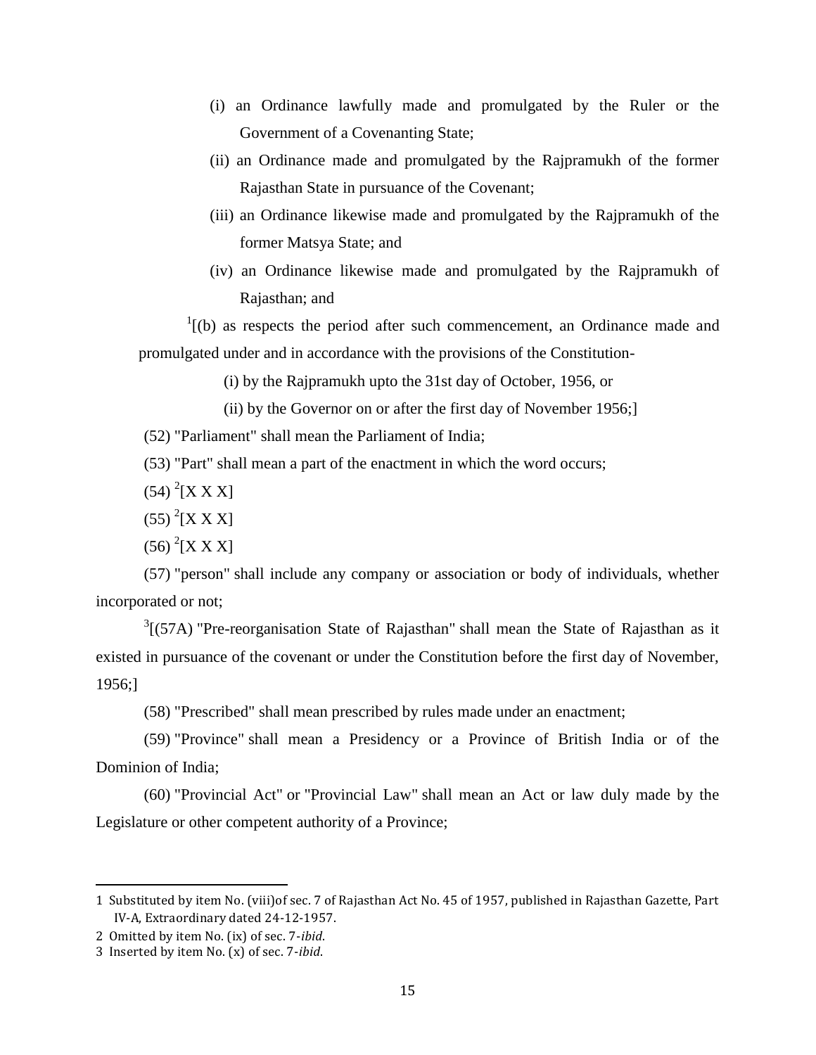(i) an Ordinance lawfully made and promulgated by the Ruler or the Government of a Covenanting State;

(ii) an Ordinance made and promulgated by the Rajpramukh of the former Rajasthan State in pursuance of the Covenant;

(iii) an Ordinance likewise made and promulgated by the Rajpramukh of the former Matsya State; and

(iv) an Ordinance likewise made and promulgated by the Rajpramukh of Rajasthan; and

[1][(b) as respects the period after such commencement, an Ordinance made and promulgated under and in accordance with the provisions of the Constitution-

(i) by the Rajpramukh upto the 31st day of October, 1956, or

(ii) by the Governor on or after the first day of November 1956;]

(52) "Parliament" shall mean the Parliament of India;

(53) "Part" shall mean a part of the enactment in which the word occurs;

(54) [2][X X X]

(55) [2][X X X]

(56) [2][X X X]

(57) "person" shall include any company or association or body of individuals, whether incorporated or not;

[3][(57A) "Pre-reorganisation State of Rajasthan" shall mean the State of Rajasthan as it existed in pursuance of the covenant or under the Constitution before the first day of November, 1956;]

(58) "Prescribed" shall mean prescribed by rules made under an enactment;

(59) "Province" shall mean a Presidency or a Province of British India or of the Dominion of India;

(60) "Provincial Act" or "Provincial Law" shall mean an Act or law duly made by the Legislature or other competent authority of a Province;

---

1 Substituted by item No. (viii)of sec. 7 of Rajasthan Act No. 45 of 1957, published in Rajasthan Gazette, Part IV-A, Extraordinary dated 24-12-1957.

2 Omitted by item No. (ix) of sec. 7-*ibid*.

3 Inserted by item No. (x) of sec. 7-*ibid*.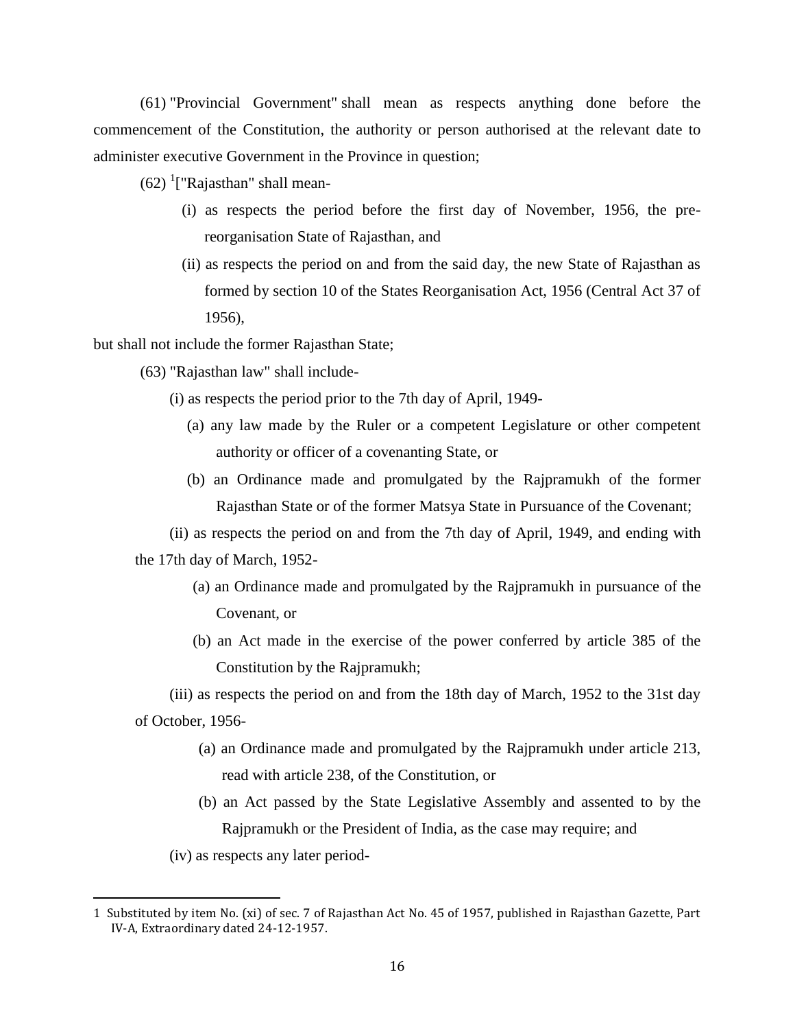(61) "Provincial Government" shall mean as respects anything done before the commencement of the Constitution, the authority or person authorised at the relevant date to administer executive Government in the Province in question;

(62) [1]["Rajasthan" shall mean-

(i) as respects the period before the first day of November, 1956, the pre-reorganisation State of Rajasthan, and

(ii) as respects the period on and from the said day, the new State of Rajasthan as formed by section 10 of the States Reorganisation Act, 1956 (Central Act 37 of 1956),

but shall not include the former Rajasthan State;

(63) "Rajasthan law" shall include-

(i) as respects the period prior to the 7th day of April, 1949-

(a) any law made by the Ruler or a competent Legislature or other competent authority or officer of a covenanting State, or

(b) an Ordinance made and promulgated by the Rajpramukh of the former Rajasthan State or of the former Matsya State in Pursuance of the Covenant;

(ii) as respects the period on and from the 7th day of April, 1949, and ending with the 17th day of March, 1952-

(a) an Ordinance made and promulgated by the Rajpramukh in pursuance of the Covenant, or

(b) an Act made in the exercise of the power conferred by article 385 of the Constitution by the Rajpramukh;

(iii) as respects the period on and from the 18th day of March, 1952 to the 31st day of October, 1956-

(a) an Ordinance made and promulgated by the Rajpramukh under article 213, read with article 238, of the Constitution, or

(b) an Act passed by the State Legislative Assembly and assented to by the Rajpramukh or the President of India, as the case may require; and

(iv) as respects any later period-

---

1 Substituted by item No. (xi) of sec. 7 of Rajasthan Act No. 45 of 1957, published in Rajasthan Gazette, Part IV-A, Extraordinary dated 24-12-1957.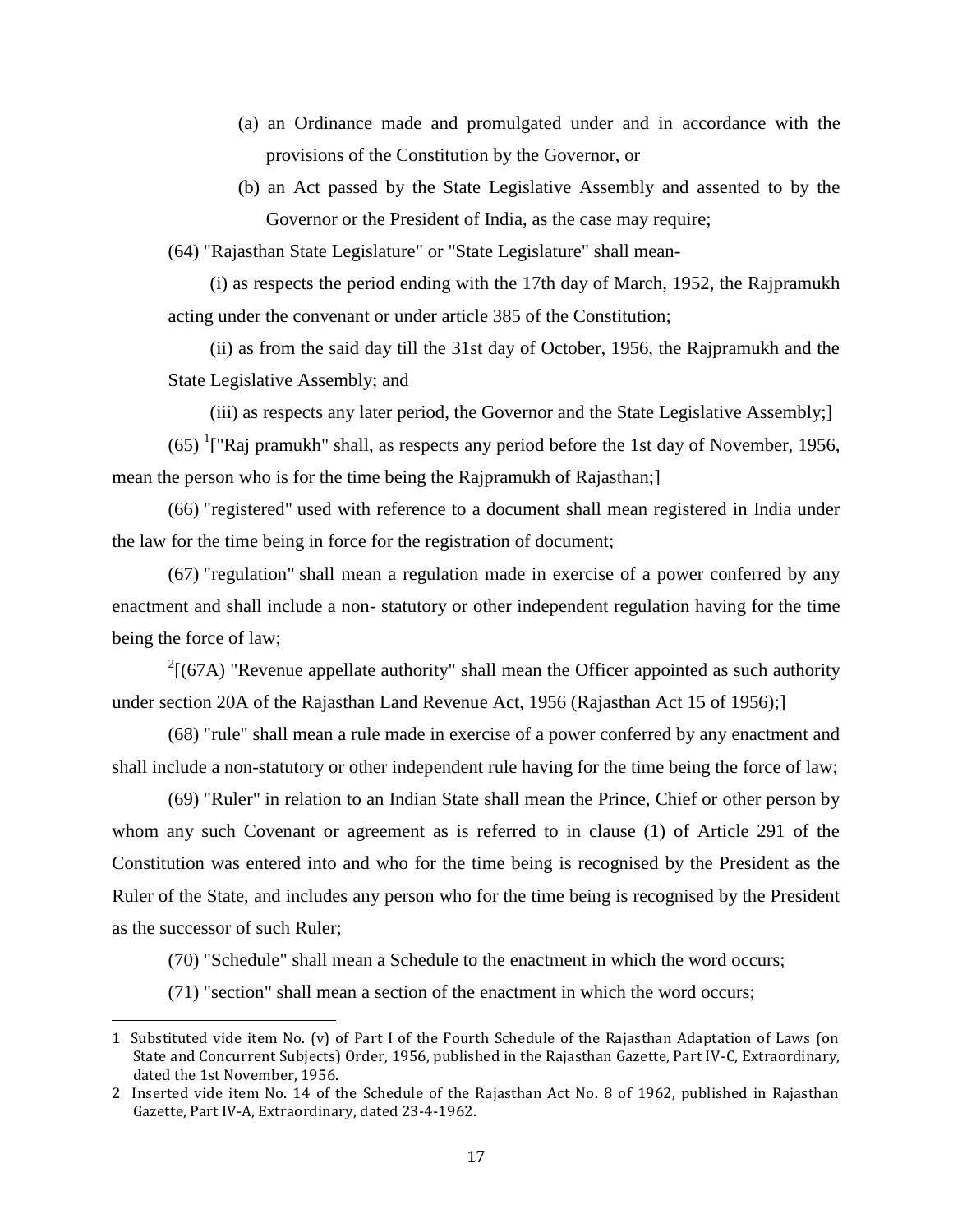(a) an Ordinance made and promulgated under and in accordance with the provisions of the Constitution by the Governor, or

(b) an Act passed by the State Legislative Assembly and assented to by the Governor or the President of India, as the case may require;

(64) "Rajasthan State Legislature" or "State Legislature" shall mean-

(i) as respects the period ending with the 17th day of March, 1952, the Rajpramukh acting under the convenant or under article 385 of the Constitution;

(ii) as from the said day till the 31st day of October, 1956, the Rajpramukh and the State Legislative Assembly; and

(iii) as respects any later period, the Governor and the State Legislative Assembly;]

(65) [1]["Raj pramukh" shall, as respects any period before the 1st day of November, 1956, mean the person who is for the time being the Rajpramukh of Rajasthan;]

(66) "registered" used with reference to a document shall mean registered in India under the law for the time being in force for the registration of document;

(67) "regulation" shall mean a regulation made in exercise of a power conferred by any enactment and shall include a non- statutory or other independent regulation having for the time being the force of law;

[2][(67A) "Revenue appellate authority" shall mean the Officer appointed as such authority under section 20A of the Rajasthan Land Revenue Act, 1956 (Rajasthan Act 15 of 1956);]

(68) "rule" shall mean a rule made in exercise of a power conferred by any enactment and shall include a non-statutory or other independent rule having for the time being the force of law;

(69) "Ruler" in relation to an Indian State shall mean the Prince, Chief or other person by whom any such Covenant or agreement as is referred to in clause (1) of Article 291 of the Constitution was entered into and who for the time being is recognised by the President as the Ruler of the State, and includes any person who for the time being is recognised by the President as the successor of such Ruler;

(70) "Schedule" shall mean a Schedule to the enactment in which the word occurs;

(71) "section" shall mean a section of the enactment in which the word occurs;

---

1 Substituted vide item No. (v) of Part I of the Fourth Schedule of the Rajasthan Adaptation of Laws (on State and Concurrent Subjects) Order, 1956, published in the Rajasthan Gazette, Part IV-C, Extraordinary, dated the 1st November, 1956.

2 Inserted vide item No. 14 of the Schedule of the Rajasthan Act No. 8 of 1962, published in Rajasthan Gazette, Part IV-A, Extraordinary, dated 23-4-1962.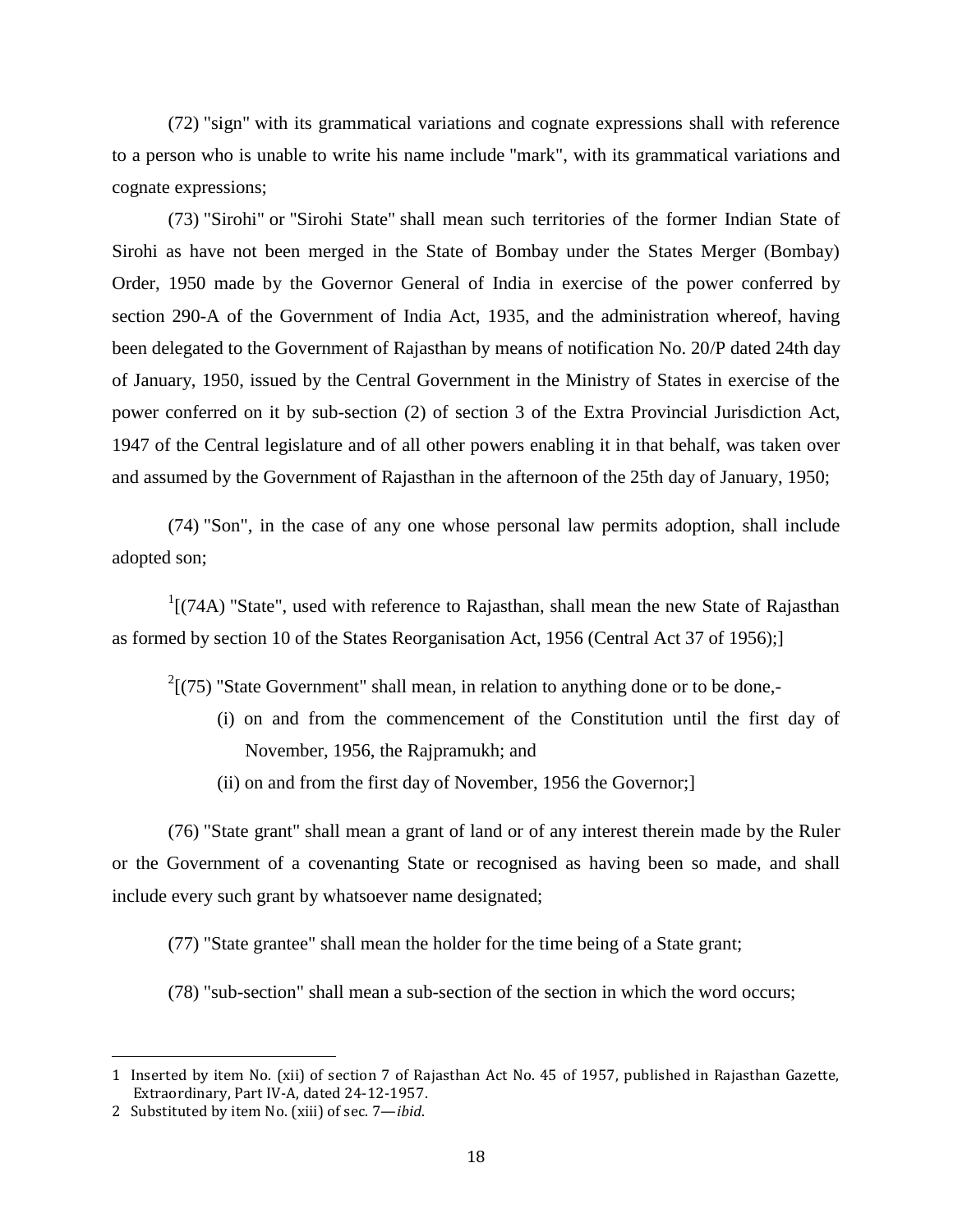(72) "sign" with its grammatical variations and cognate expressions shall with reference to a person who is unable to write his name include "mark", with its grammatical variations and cognate expressions;

(73) "Sirohi" or "Sirohi State" shall mean such territories of the former Indian State of Sirohi as have not been merged in the State of Bombay under the States Merger (Bombay) Order, 1950 made by the Governor General of India in exercise of the power conferred by section 290-A of the Government of India Act, 1935, and the administration whereof, having been delegated to the Government of Rajasthan by means of notification No. 20/P dated 24th day of January, 1950, issued by the Central Government in the Ministry of States in exercise of the power conferred on it by sub-section (2) of section 3 of the Extra Provincial Jurisdiction Act, 1947 of the Central legislature and of all other powers enabling it in that behalf, was taken over and assumed by the Government of Rajasthan in the afternoon of the 25th day of January, 1950;

(74) "Son", in the case of any one whose personal law permits adoption, shall include adopted son;

[1][(74A) "State", used with reference to Rajasthan, shall mean the new State of Rajasthan as formed by section 10 of the States Reorganisation Act, 1956 (Central Act 37 of 1956);]

[2][(75) "State Government" shall mean, in relation to anything done or to be done,-

(i) on and from the commencement of the Constitution until the first day of November, 1956, the Rajpramukh; and

(ii) on and from the first day of November, 1956 the Governor;]

(76) "State grant" shall mean a grant of land or of any interest therein made by the Ruler or the Government of a covenanting State or recognised as having been so made, and shall include every such grant by whatsoever name designated;

(77) "State grantee" shall mean the holder for the time being of a State grant;

(78) "sub-section" shall mean a sub-section of the section in which the word occurs;

---

1 Inserted by item No. (xii) of section 7 of Rajasthan Act No. 45 of 1957, published in Rajasthan Gazette, Extraordinary, Part IV-A, dated 24-12-1957.

2 Substituted by item No. (xiii) of sec. 7—*ibid*.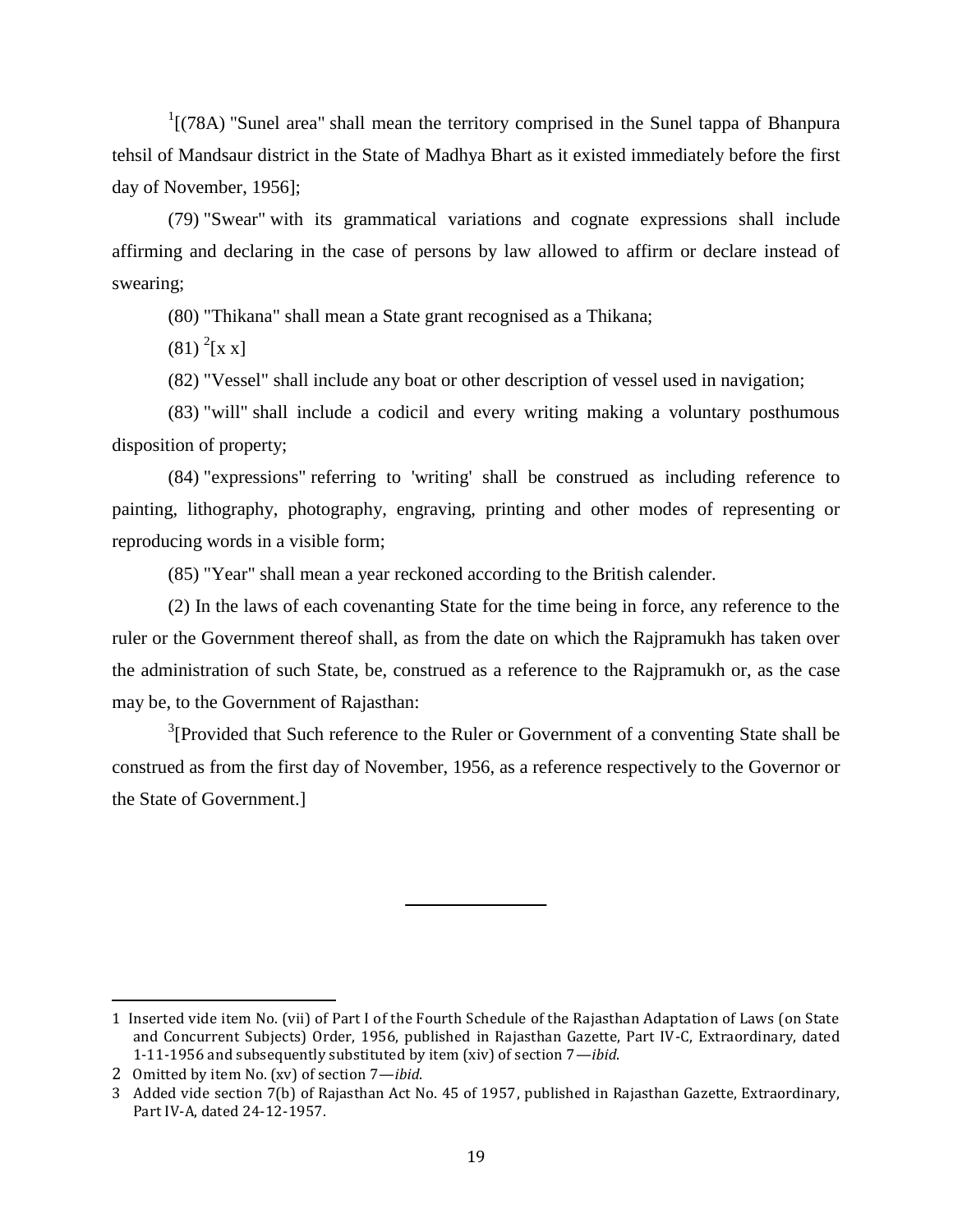[1][(78A) "Sunel area" shall mean the territory comprised in the Sunel tappa of Bhanpura tehsil of Mandsaur district in the State of Madhya Bhart as it existed immediately before the first day of November, 1956];

(79) "Swear" with its grammatical variations and cognate expressions shall include affirming and declaring in the case of persons by law allowed to affirm or declare instead of swearing;

(80) "Thikana" shall mean a State grant recognised as a Thikana;

(81) [2][x x]

(82) "Vessel" shall include any boat or other description of vessel used in navigation;

(83) "will" shall include a codicil and every writing making a voluntary posthumous disposition of property;

(84) "expressions" referring to 'writing' shall be construed as including reference to painting, lithography, photography, engraving, printing and other modes of representing or reproducing words in a visible form;

(85) "Year" shall mean a year reckoned according to the British calender.

(2) In the laws of each covenanting State for the time being in force, any reference to the ruler or the Government thereof shall, as from the date on which the Rajpramukh has taken over the administration of such State, be, construed as a reference to the Rajpramukh or, as the case may be, to the Government of Rajasthan:

[3][Provided that Such reference to the Ruler or Government of a conventing State shall be construed as from the first day of November, 1956, as a reference respectively to the Governor or the State of Government.]

---

1 Inserted vide item No. (vii) of Part I of the Fourth Schedule of the Rajasthan Adaptation of Laws (on State and Concurrent Subjects) Order, 1956, published in Rajasthan Gazette, Part IV-C, Extraordinary, dated 1-11-1956 and subsequently substituted by item (xiv) of section 7—*ibid*.

2 Omitted by item No. (xv) of section 7—*ibid*.

3 Added vide section 7(b) of Rajasthan Act No. 45 of 1957, published in Rajasthan Gazette, Extraordinary, Part IV-A, dated 24-12-1957.